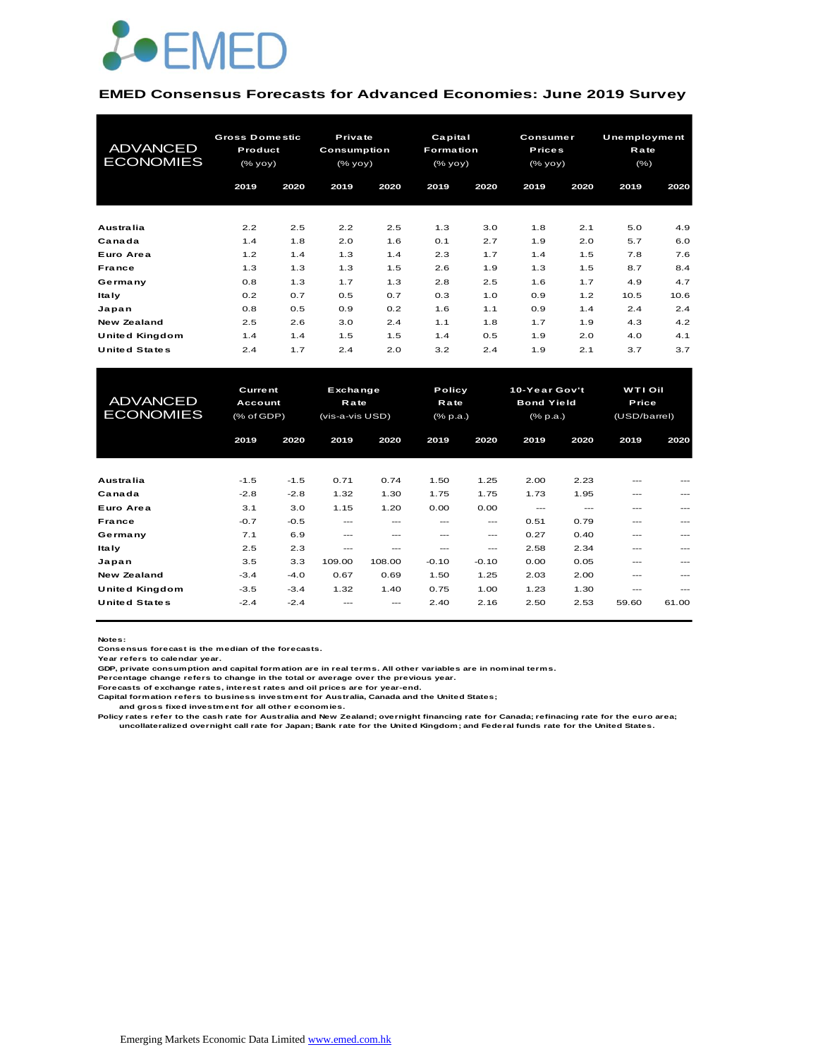EMED

## EMED Consensus Forecasts for Advanced Economies: June 2019 Survey

| ADVANCED ECONOMIES | Gross Domestic Product (% yoy) | | Private Consumption (% yoy) | | Capital Formation (% yoy) | | Consumer Prices (% yoy) | | Unemployment Rate (%) | |
|---|---|---|---|---|---|---|---|---|---|---|
| | 2019 | 2020 | 2019 | 2020 | 2019 | 2020 | 2019 | 2020 | 2019 | 2020 |
| Australia | 2.2 | 2.5 | 2.2 | 2.5 | 1.3 | 3.0 | 1.8 | 2.1 | 5.0 | 4.9 |
| Canada | 1.4 | 1.8 | 2.0 | 1.6 | 0.1 | 2.7 | 1.9 | 2.0 | 5.7 | 6.0 |
| Euro Area | 1.2 | 1.4 | 1.3 | 1.4 | 2.3 | 1.7 | 1.4 | 1.5 | 7.8 | 7.6 |
| France | 1.3 | 1.3 | 1.3 | 1.5 | 2.6 | 1.9 | 1.3 | 1.5 | 8.7 | 8.4 |
| Germany | 0.8 | 1.3 | 1.7 | 1.3 | 2.8 | 2.5 | 1.6 | 1.7 | 4.9 | 4.7 |
| Italy | 0.2 | 0.7 | 0.5 | 0.7 | 0.3 | 1.0 | 0.9 | 1.2 | 10.5 | 10.6 |
| Japan | 0.8 | 0.5 | 0.9 | 0.2 | 1.6 | 1.1 | 0.9 | 1.4 | 2.4 | 2.4 |
| New Zealand | 2.5 | 2.6 | 3.0 | 2.4 | 1.1 | 1.8 | 1.7 | 1.9 | 4.3 | 4.2 |
| United Kingdom | 1.4 | 1.4 | 1.5 | 1.5 | 1.4 | 0.5 | 1.9 | 2.0 | 4.0 | 4.1 |
| United States | 2.4 | 1.7 | 2.4 | 2.0 | 3.2 | 2.4 | 1.9 | 2.1 | 3.7 | 3.7 |

| ADVANCED ECONOMIES | Current Account (% of GDP) | | Exchange Rate (vis-a-vis USD) | | Policy Rate (% p.a.) | | 10-Year Gov't Bond Yield (% p.a.) | | WTI Oil Price (USD/barrel) | |
|---|---|---|---|---|---|---|---|---|---|---|
| | 2019 | 2020 | 2019 | 2020 | 2019 | 2020 | 2019 | 2020 | 2019 | 2020 |
| Australia | -1.5 | -1.5 | 0.71 | 0.74 | 1.50 | 1.25 | 2.00 | 2.23 | --- | --- |
| Canada | -2.8 | -2.8 | 1.32 | 1.30 | 1.75 | 1.75 | 1.73 | 1.95 | --- | --- |
| Euro Area | 3.1 | 3.0 | 1.15 | 1.20 | 0.00 | 0.00 | --- | --- | --- | --- |
| France | -0.7 | -0.5 | --- | --- | --- | --- | 0.51 | 0.79 | --- | --- |
| Germany | 7.1 | 6.9 | --- | --- | --- | --- | 0.27 | 0.40 | --- | --- |
| Italy | 2.5 | 2.3 | --- | --- | --- | --- | 2.58 | 2.34 | --- | --- |
| Japan | 3.5 | 3.3 | 109.00 | 108.00 | -0.10 | -0.10 | 0.00 | 0.05 | --- | --- |
| New Zealand | -3.4 | -4.0 | 0.67 | 0.69 | 1.50 | 1.25 | 2.03 | 2.00 | --- | --- |
| United Kingdom | -3.5 | -3.4 | 1.32 | 1.40 | 0.75 | 1.00 | 1.23 | 1.30 | --- | --- |
| United States | -2.4 | -2.4 | --- | --- | 2.40 | 2.16 | 2.50 | 2.53 | 59.60 | 61.00 |

**Notes:**
Consensus forecast is the median of the forecasts.
Year refers to calendar year.
GDP, private consumption and capital formation are in real terms. All other variables are in nominal terms.
Percentage change refers to change in the total or average over the previous year.
Forecasts of exchange rates, interest rates and oil prices are for year-end.
Capital formation refers to business investment for Australia, Canada and the United States;
and gross fixed investment for all other economies.
Policy rates refer to the cash rate for Australia and New Zealand; overnight financing rate for Canada; refinacing rate for the euro area;
uncollateralized overnight call rate for Japan; Bank rate for the United Kingdom; and Federal funds rate for the United States.

Emerging Markets Economic Data Limited www.emed.com.hk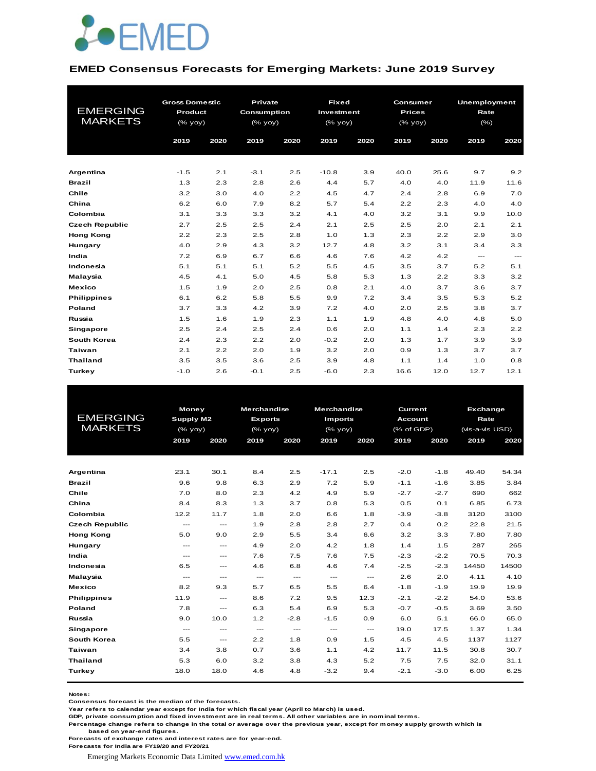EMED

## EMED Consensus Forecasts for Emerging Markets: June 2019 Survey

| EMERGING MARKETS | Gross Domestic Product (% yoy) | | Private Consumption (% yoy) | | Fixed Investment (% yoy) | | Consumer Prices (% yoy) | | Unemployment Rate (%) | |
|---|---|---|---|---|---|---|---|---|---|---|
| | 2019 | 2020 | 2019 | 2020 | 2019 | 2020 | 2019 | 2020 | 2019 | 2020 |
| **Argentina** | -1.5 | 2.1 | -3.1 | 2.5 | -10.8 | 3.9 | 40.0 | 25.6 | 9.7 | 9.2 |
| **Brazil** | 1.3 | 2.3 | 2.8 | 2.6 | 4.4 | 5.7 | 4.0 | 4.0 | 11.9 | 11.6 |
| **Chile** | 3.2 | 3.0 | 4.0 | 2.2 | 4.5 | 4.7 | 2.4 | 2.8 | 6.9 | 7.0 |
| **China** | 6.2 | 6.0 | 7.9 | 8.2 | 5.7 | 5.4 | 2.2 | 2.3 | 4.0 | 4.0 |
| **Colombia** | 3.1 | 3.3 | 3.3 | 3.2 | 4.1 | 4.0 | 3.2 | 3.1 | 9.9 | 10.0 |
| **Czech Republic** | 2.7 | 2.5 | 2.5 | 2.4 | 2.1 | 2.5 | 2.5 | 2.0 | 2.1 | 2.1 |
| **Hong Kong** | 2.2 | 2.3 | 2.5 | 2.8 | 1.0 | 1.3 | 2.3 | 2.2 | 2.9 | 3.0 |
| **Hungary** | 4.0 | 2.9 | 4.3 | 3.2 | 12.7 | 4.8 | 3.2 | 3.1 | 3.4 | 3.3 |
| **India** | 7.2 | 6.9 | 6.7 | 6.6 | 4.6 | 7.6 | 4.2 | 4.2 | --- | --- |
| **Indonesia** | 5.1 | 5.1 | 5.1 | 5.2 | 5.5 | 4.5 | 3.5 | 3.7 | 5.2 | 5.1 |
| **Malaysia** | 4.5 | 4.1 | 5.0 | 4.5 | 5.8 | 5.3 | 1.3 | 2.2 | 3.3 | 3.2 |
| **Mexico** | 1.5 | 1.9 | 2.0 | 2.5 | 0.8 | 2.1 | 4.0 | 3.7 | 3.6 | 3.7 |
| **Philippines** | 6.1 | 6.2 | 5.8 | 5.5 | 9.9 | 7.2 | 3.4 | 3.5 | 5.3 | 5.2 |
| **Poland** | 3.7 | 3.3 | 4.2 | 3.9 | 7.2 | 4.0 | 2.0 | 2.5 | 3.8 | 3.7 |
| **Russia** | 1.5 | 1.6 | 1.9 | 2.3 | 1.1 | 1.9 | 4.8 | 4.0 | 4.8 | 5.0 |
| **Singapore** | 2.5 | 2.4 | 2.5 | 2.4 | 0.6 | 2.0 | 1.1 | 1.4 | 2.3 | 2.2 |
| **South Korea** | 2.4 | 2.3 | 2.2 | 2.0 | -0.2 | 2.0 | 1.3 | 1.7 | 3.9 | 3.9 |
| **Taiwan** | 2.1 | 2.2 | 2.0 | 1.9 | 3.2 | 2.0 | 0.9 | 1.3 | 3.7 | 3.7 |
| **Thailand** | 3.5 | 3.5 | 3.6 | 2.5 | 3.9 | 4.8 | 1.1 | 1.4 | 1.0 | 0.8 |
| **Turkey** | -1.0 | 2.6 | -0.1 | 2.5 | -6.0 | 2.3 | 16.6 | 12.0 | 12.7 | 12.1 |

| EMERGING MARKETS | Money Supply M2 (% yoy) | | Merchandise Exports (% yoy) | | Merchandise Imports (% yoy) | | Current Account (% of GDP) | | Exchange Rate (vis-a-vis USD) | |
|---|---|---|---|---|---|---|---|---|---|---|
| | 2019 | 2020 | 2019 | 2020 | 2019 | 2020 | 2019 | 2020 | 2019 | 2020 |
| **Argentina** | 23.1 | 30.1 | 8.4 | 2.5 | -17.1 | 2.5 | -2.0 | -1.8 | 49.40 | 54.34 |
| **Brazil** | 9.6 | 9.8 | 6.3 | 2.9 | 7.2 | 5.9 | -1.1 | -1.6 | 3.85 | 3.84 |
| **Chile** | 7.0 | 8.0 | 2.3 | 4.2 | 4.9 | 5.9 | -2.7 | -2.7 | 690 | 662 |
| **China** | 8.4 | 8.3 | 1.3 | 3.7 | 0.8 | 5.3 | 0.5 | 0.1 | 6.85 | 6.73 |
| **Colombia** | 12.2 | 11.7 | 1.8 | 2.0 | 6.6 | 1.8 | -3.9 | -3.8 | 3120 | 3100 |
| **Czech Republic** | --- | --- | 1.9 | 2.8 | 2.8 | 2.7 | 0.4 | 0.2 | 22.8 | 21.5 |
| **Hong Kong** | 5.0 | 9.0 | 2.9 | 5.5 | 3.4 | 6.6 | 3.2 | 3.3 | 7.80 | 7.80 |
| **Hungary** | --- | --- | 4.9 | 2.0 | 4.2 | 1.8 | 1.4 | 1.5 | 287 | 265 |
| **India** | --- | --- | 7.6 | 7.5 | 7.6 | 7.5 | -2.3 | -2.2 | 70.5 | 70.3 |
| **Indonesia** | 6.5 | --- | 4.6 | 6.8 | 4.6 | 7.4 | -2.5 | -2.3 | 14450 | 14500 |
| **Malaysia** | --- | --- | --- | --- | --- | --- | 2.6 | 2.0 | 4.11 | 4.10 |
| **Mexico** | 8.2 | 9.3 | 5.7 | 6.5 | 5.5 | 6.4 | -1.8 | -1.9 | 19.9 | 19.9 |
| **Philippines** | 11.9 | --- | 8.6 | 7.2 | 9.5 | 12.3 | -2.1 | -2.2 | 54.0 | 53.6 |
| **Poland** | 7.8 | --- | 6.3 | 5.4 | 6.9 | 5.3 | -0.7 | -0.5 | 3.69 | 3.50 |
| **Russia** | 9.0 | 10.0 | 1.2 | -2.8 | -1.5 | 0.9 | 6.0 | 5.1 | 66.0 | 65.0 |
| **Singapore** | --- | --- | --- | --- | --- | --- | 19.0 | 17.5 | 1.37 | 1.34 |
| **South Korea** | 5.5 | --- | 2.2 | 1.8 | 0.9 | 1.5 | 4.5 | 4.5 | 1137 | 1127 |
| **Taiwan** | 3.4 | 3.8 | 0.7 | 3.6 | 1.1 | 4.2 | 11.7 | 11.5 | 30.8 | 30.7 |
| **Thailand** | 5.3 | 6.0 | 3.2 | 3.8 | 4.3 | 5.2 | 7.5 | 7.5 | 32.0 | 31.1 |
| **Turkey** | 18.0 | 18.0 | 4.6 | 4.8 | -3.2 | 9.4 | -2.1 | -3.0 | 6.00 | 6.25 |

**Notes:**
**Consensus forecast is the median of the forecasts.**
**Year refers to calendar year except for India for which fiscal year (April to March) is used.**
**GDP, private consumption and fixed investment are in real terms. All other variables are in nominal terms.**
**Percentage change refers to change in the total or average over the previous year, except for money supply growth which is based on year-end figures.**
**Forecasts of exchange rates and interest rates are for year-end.**
**Forecasts for India are FY19/20 and FY20/21**

Emerging Markets Economic Data Limited [www.emed.com.hk](http://www.emed.com.hk)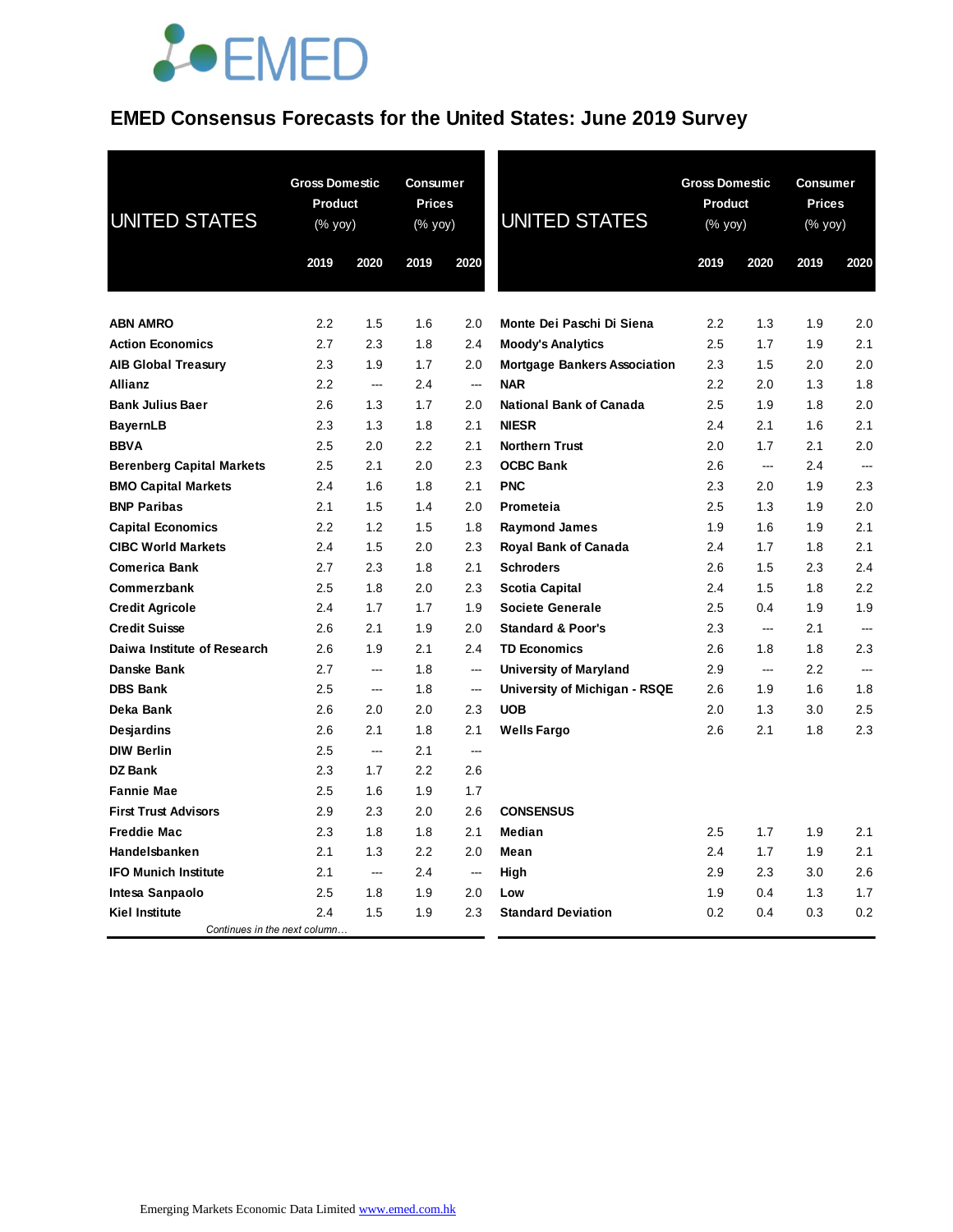# EMED Consensus Forecasts for the United States: June 2019 Survey

| UNITED STATES | Gross Domestic Product (% yoy) | | Consumer Prices (% yoy) | |
|---|---|---|---|---|
| | 2019 | 2020 | 2019 | 2020 |
| ABN AMRO | 2.2 | 1.5 | 1.6 | 2.0 |
| Action Economics | 2.7 | 2.3 | 1.8 | 2.4 |
| AIB Global Treasury | 2.3 | 1.9 | 1.7 | 2.0 |
| Allianz | 2.2 | --- | 2.4 | --- |
| Bank Julius Baer | 2.6 | 1.3 | 1.7 | 2.0 |
| BayernLB | 2.3 | 1.3 | 1.8 | 2.1 |
| BBVA | 2.5 | 2.0 | 2.2 | 2.1 |
| Berenberg Capital Markets | 2.5 | 2.1 | 2.0 | 2.3 |
| BMO Capital Markets | 2.4 | 1.6 | 1.8 | 2.1 |
| BNP Paribas | 2.1 | 1.5 | 1.4 | 2.0 |
| Capital Economics | 2.2 | 1.2 | 1.5 | 1.8 |
| CIBC World Markets | 2.4 | 1.5 | 2.0 | 2.3 |
| Comerica Bank | 2.7 | 2.3 | 1.8 | 2.1 |
| Commerzbank | 2.5 | 1.8 | 2.0 | 2.3 |
| Credit Agricole | 2.4 | 1.7 | 1.7 | 1.9 |
| Credit Suisse | 2.6 | 2.1 | 1.9 | 2.0 |
| Daiwa Institute of Research | 2.6 | 1.9 | 2.1 | 2.4 |
| Danske Bank | 2.7 | --- | 1.8 | --- |
| DBS Bank | 2.5 | --- | 1.8 | --- |
| Deka Bank | 2.6 | 2.0 | 2.0 | 2.3 |
| Desjardins | 2.6 | 2.1 | 1.8 | 2.1 |
| DIW Berlin | 2.5 | --- | 2.1 | --- |
| DZ Bank | 2.3 | 1.7 | 2.2 | 2.6 |
| Fannie Mae | 2.5 | 1.6 | 1.9 | 1.7 |
| First Trust Advisors | 2.9 | 2.3 | 2.0 | 2.6 |
| Freddie Mac | 2.3 | 1.8 | 1.8 | 2.1 |
| Handelsbanken | 2.1 | 1.3 | 2.2 | 2.0 |
| IFO Munich Institute | 2.1 | --- | 2.4 | --- |
| Intesa Sanpaolo | 2.5 | 1.8 | 1.9 | 2.0 |
| Kiel Institute | 2.4 | 1.5 | 1.9 | 2.3 |

*Continues in the next column…*

| UNITED STATES | Gross Domestic Product (% yoy) | | Consumer Prices (% yoy) | |
|---|---|---|---|---|
| | 2019 | 2020 | 2019 | 2020 |
| Monte Dei Paschi Di Siena | 2.2 | 1.3 | 1.9 | 2.0 |
| Moody's Analytics | 2.5 | 1.7 | 1.9 | 2.1 |
| Mortgage Bankers Association | 2.3 | 1.5 | 2.0 | 2.0 |
| NAR | 2.2 | 2.0 | 1.3 | 1.8 |
| National Bank of Canada | 2.5 | 1.9 | 1.8 | 2.0 |
| NIESR | 2.4 | 2.1 | 1.6 | 2.1 |
| Northern Trust | 2.0 | 1.7 | 2.1 | 2.0 |
| OCBC Bank | 2.6 | --- | 2.4 | --- |
| PNC | 2.3 | 2.0 | 1.9 | 2.3 |
| Prometeia | 2.5 | 1.3 | 1.9 | 2.0 |
| Raymond James | 1.9 | 1.6 | 1.9 | 2.1 |
| Royal Bank of Canada | 2.4 | 1.7 | 1.8 | 2.1 |
| Schroders | 2.6 | 1.5 | 2.3 | 2.4 |
| Scotia Capital | 2.4 | 1.5 | 1.8 | 2.2 |
| Societe Generale | 2.5 | 0.4 | 1.9 | 1.9 |
| Standard & Poor's | 2.3 | --- | 2.1 | --- |
| TD Economics | 2.6 | 1.8 | 1.8 | 2.3 |
| University of Maryland | 2.9 | --- | 2.2 | --- |
| University of Michigan - RSQE | 2.6 | 1.9 | 1.6 | 1.8 |
| UOB | 2.0 | 1.3 | 3.0 | 2.5 |
| Wells Fargo | 2.6 | 2.1 | 1.8 | 2.3 |
| **CONSENSUS** | | | | |
| Median | 2.5 | 1.7 | 1.9 | 2.1 |
| Mean | 2.4 | 1.7 | 1.9 | 2.1 |
| High | 2.9 | 2.3 | 3.0 | 2.6 |
| Low | 1.9 | 0.4 | 1.3 | 1.7 |
| Standard Deviation | 0.2 | 0.4 | 0.3 | 0.2 |

Emerging Markets Economic Data Limited [www.emed.com.hk](http://www.emed.com.hk)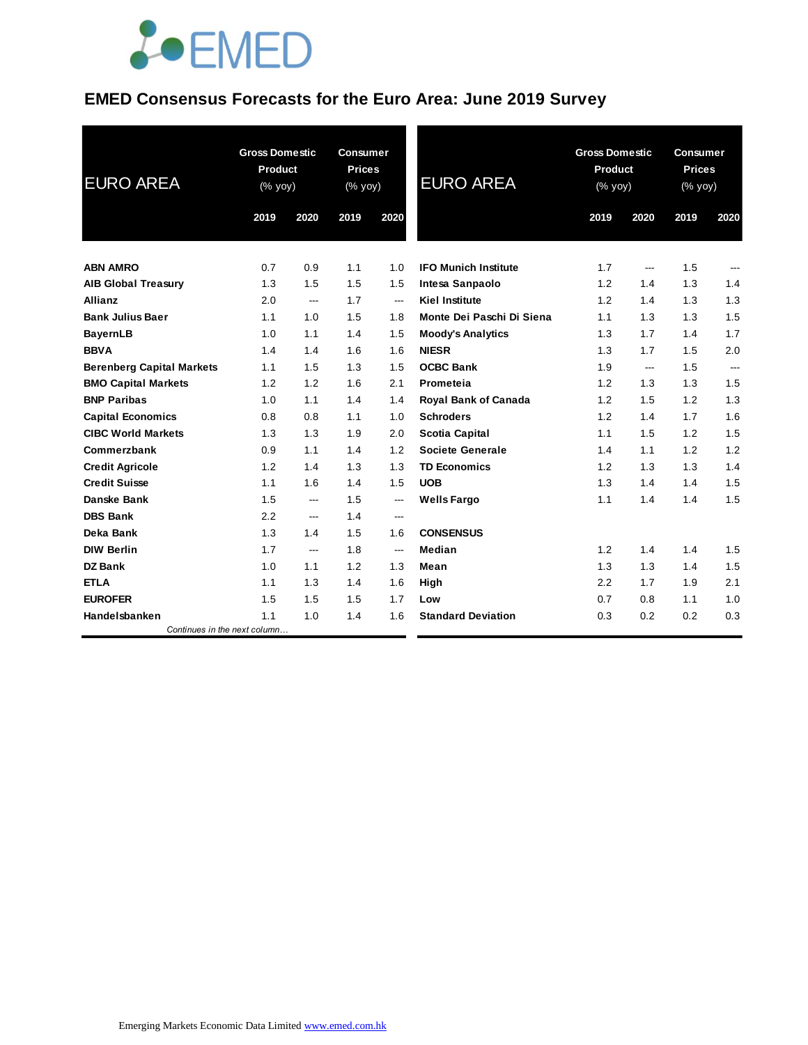# EMED Consensus Forecasts for the Euro Area: June 2019 Survey

| EURO AREA | Gross Domestic Product (% yoy) | | Consumer Prices (% yoy) | |
|---|---|---|---|---|
| | 2019 | 2020 | 2019 | 2020 |
| **ABN AMRO** | 0.7 | 0.9 | 1.1 | 1.0 |
| **AIB Global Treasury** | 1.3 | 1.5 | 1.5 | 1.5 |
| **Allianz** | 2.0 | --- | 1.7 | --- |
| **Bank Julius Baer** | 1.1 | 1.0 | 1.5 | 1.8 |
| **BayernLB** | 1.0 | 1.1 | 1.4 | 1.5 |
| **BBVA** | 1.4 | 1.4 | 1.6 | 1.6 |
| **Berenberg Capital Markets** | 1.1 | 1.5 | 1.3 | 1.5 |
| **BMO Capital Markets** | 1.2 | 1.2 | 1.6 | 2.1 |
| **BNP Paribas** | 1.0 | 1.1 | 1.4 | 1.4 |
| **Capital Economics** | 0.8 | 0.8 | 1.1 | 1.0 |
| **CIBC World Markets** | 1.3 | 1.3 | 1.9 | 2.0 |
| **Commerzbank** | 0.9 | 1.1 | 1.4 | 1.2 |
| **Credit Agricole** | 1.2 | 1.4 | 1.3 | 1.3 |
| **Credit Suisse** | 1.1 | 1.6 | 1.4 | 1.5 |
| **Danske Bank** | 1.5 | --- | 1.5 | --- |
| **DBS Bank** | 2.2 | --- | 1.4 | --- |
| **Deka Bank** | 1.3 | 1.4 | 1.5 | 1.6 |
| **DIW Berlin** | 1.7 | --- | 1.8 | --- |
| **DZ Bank** | 1.0 | 1.1 | 1.2 | 1.3 |
| **ETLA** | 1.1 | 1.3 | 1.4 | 1.6 |
| **EUROFER** | 1.5 | 1.5 | 1.5 | 1.7 |
| **Handelsbanken** | 1.1 | 1.0 | 1.4 | 1.6 |
| **IFO Munich Institute** | 1.7 | --- | 1.5 | --- |
| **Intesa Sanpaolo** | 1.2 | 1.4 | 1.3 | 1.4 |
| **Kiel Institute** | 1.2 | 1.4 | 1.3 | 1.3 |
| **Monte Dei Paschi Di Siena** | 1.1 | 1.3 | 1.3 | 1.5 |
| **Moody's Analytics** | 1.3 | 1.7 | 1.4 | 1.7 |
| **NIESR** | 1.3 | 1.7 | 1.5 | 2.0 |
| **OCBC Bank** | 1.9 | --- | 1.5 | --- |
| **Prometeia** | 1.2 | 1.3 | 1.3 | 1.5 |
| **Royal Bank of Canada** | 1.2 | 1.5 | 1.2 | 1.3 |
| **Schroders** | 1.2 | 1.4 | 1.7 | 1.6 |
| **Scotia Capital** | 1.1 | 1.5 | 1.2 | 1.5 |
| **Societe Generale** | 1.4 | 1.1 | 1.2 | 1.2 |
| **TD Economics** | 1.2 | 1.3 | 1.3 | 1.4 |
| **UOB** | 1.3 | 1.4 | 1.4 | 1.5 |
| **Wells Fargo** | 1.1 | 1.4 | 1.4 | 1.5 |
| **CONSENSUS** | | | | |
| **Median** | 1.2 | 1.4 | 1.4 | 1.5 |
| **Mean** | 1.3 | 1.3 | 1.4 | 1.5 |
| **High** | 2.2 | 1.7 | 1.9 | 2.1 |
| **Low** | 0.7 | 0.8 | 1.1 | 1.0 |
| **Standard Deviation** | 0.3 | 0.2 | 0.2 | 0.3 |

*Continues in the next column…*

Emerging Markets Economic Data Limited www.emed.com.hk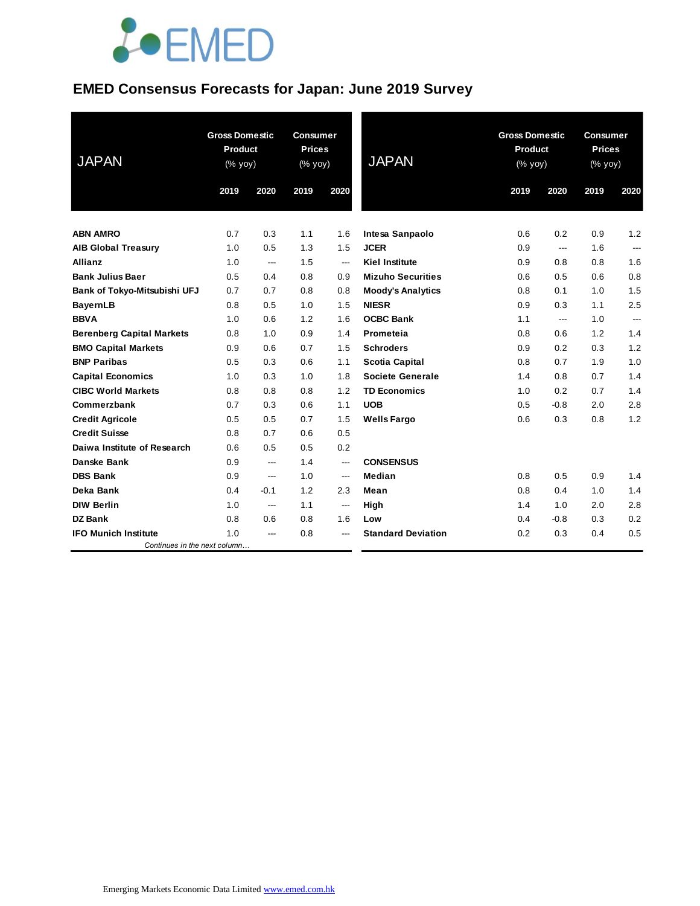# EMED Consensus Forecasts for Japan: June 2019 Survey

| JAPAN | Gross Domestic Product (% yoy) | | Consumer Prices (% yoy) | |
|---|---|---|---|---|
| | 2019 | 2020 | 2019 | 2020 |
| **ABN AMRO** | 0.7 | 0.3 | 1.1 | 1.6 |
| **AIB Global Treasury** | 1.0 | 0.5 | 1.3 | 1.5 |
| **Allianz** | 1.0 | --- | 1.5 | --- |
| **Bank Julius Baer** | 0.5 | 0.4 | 0.8 | 0.9 |
| **Bank of Tokyo-Mitsubishi UFJ** | 0.7 | 0.7 | 0.8 | 0.8 |
| **BayernLB** | 0.8 | 0.5 | 1.0 | 1.5 |
| **BBVA** | 1.0 | 0.6 | 1.2 | 1.6 |
| **Berenberg Capital Markets** | 0.8 | 1.0 | 0.9 | 1.4 |
| **BMO Capital Markets** | 0.9 | 0.6 | 0.7 | 1.5 |
| **BNP Paribas** | 0.5 | 0.3 | 0.6 | 1.1 |
| **Capital Economics** | 1.0 | 0.3 | 1.0 | 1.8 |
| **CIBC World Markets** | 0.8 | 0.8 | 0.8 | 1.2 |
| **Commerzbank** | 0.7 | 0.3 | 0.6 | 1.1 |
| **Credit Agricole** | 0.5 | 0.5 | 0.7 | 1.5 |
| **Credit Suisse** | 0.8 | 0.7 | 0.6 | 0.5 |
| **Daiwa Institute of Research** | 0.6 | 0.5 | 0.5 | 0.2 |
| **Danske Bank** | 0.9 | --- | 1.4 | --- |
| **DBS Bank** | 0.9 | --- | 1.0 | --- |
| **Deka Bank** | 0.4 | -0.1 | 1.2 | 2.3 |
| **DIW Berlin** | 1.0 | --- | 1.1 | --- |
| **DZ Bank** | 0.8 | 0.6 | 0.8 | 1.6 |
| **IFO Munich Institute** | 1.0 | --- | 0.8 | --- |
| **Intesa Sanpaolo** | 0.6 | 0.2 | 0.9 | 1.2 |
| **JCER** | 0.9 | --- | 1.6 | --- |
| **Kiel Institute** | 0.9 | 0.8 | 0.8 | 1.6 |
| **Mizuho Securities** | 0.6 | 0.5 | 0.6 | 0.8 |
| **Moody's Analytics** | 0.8 | 0.1 | 1.0 | 1.5 |
| **NIESR** | 0.9 | 0.3 | 1.1 | 2.5 |
| **OCBC Bank** | 1.1 | --- | 1.0 | --- |
| **Prometeia** | 0.8 | 0.6 | 1.2 | 1.4 |
| **Schroders** | 0.9 | 0.2 | 0.3 | 1.2 |
| **Scotia Capital** | 0.8 | 0.7 | 1.9 | 1.0 |
| **Societe Generale** | 1.4 | 0.8 | 0.7 | 1.4 |
| **TD Economics** | 1.0 | 0.2 | 0.7 | 1.4 |
| **UOB** | 0.5 | -0.8 | 2.0 | 2.8 |
| **Wells Fargo** | 0.6 | 0.3 | 0.8 | 1.2 |
| | | | | |
| **CONSENSUS** | | | | |
| **Median** | 0.8 | 0.5 | 0.9 | 1.4 |
| **Mean** | 0.8 | 0.4 | 1.0 | 1.4 |
| **High** | 1.4 | 1.0 | 2.0 | 2.8 |
| **Low** | 0.4 | -0.8 | 0.3 | 0.2 |
| **Standard Deviation** | 0.2 | 0.3 | 0.4 | 0.5 |

Emerging Markets Economic Data Limited www.emed.com.hk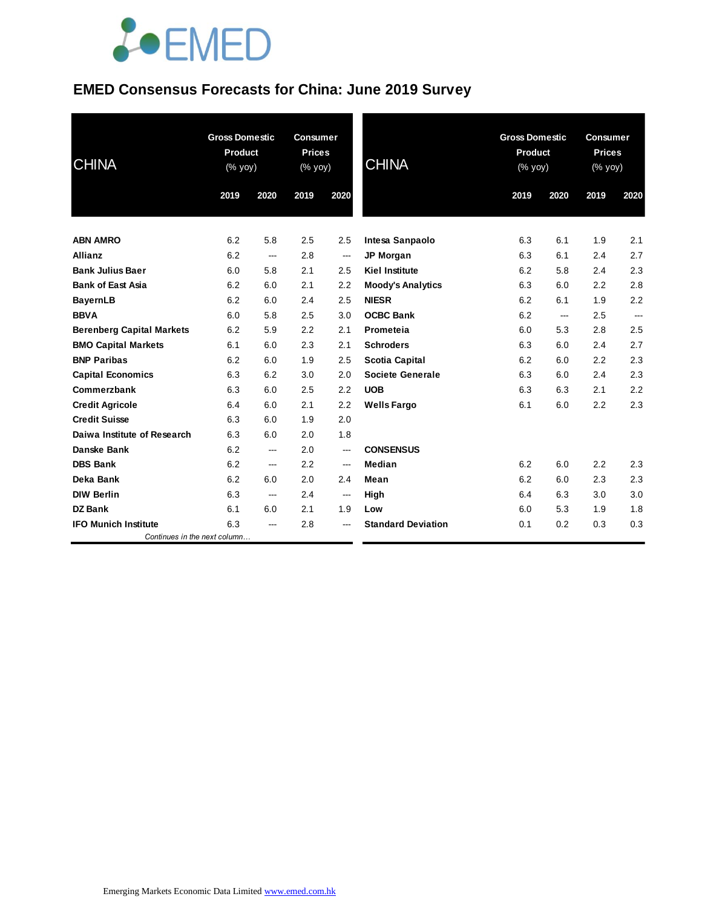# EMED Consensus Forecasts for China: June 2019 Survey

| CHINA | Gross Domestic Product (% yoy) | | Consumer Prices (% yoy) | |
|---|---|---|---|---|
| | 2019 | 2020 | 2019 | 2020 |
| **ABN AMRO** | 6.2 | 5.8 | 2.5 | 2.5 |
| **Allianz** | 6.2 | --- | 2.8 | --- |
| **Bank Julius Baer** | 6.0 | 5.8 | 2.1 | 2.5 |
| **Bank of East Asia** | 6.2 | 6.0 | 2.1 | 2.2 |
| **BayernLB** | 6.2 | 6.0 | 2.4 | 2.5 |
| **BBVA** | 6.0 | 5.8 | 2.5 | 3.0 |
| **Berenberg Capital Markets** | 6.2 | 5.9 | 2.2 | 2.1 |
| **BMO Capital Markets** | 6.1 | 6.0 | 2.3 | 2.1 |
| **BNP Paribas** | 6.2 | 6.0 | 1.9 | 2.5 |
| **Capital Economics** | 6.3 | 6.2 | 3.0 | 2.0 |
| **Commerzbank** | 6.3 | 6.0 | 2.5 | 2.2 |
| **Credit Agricole** | 6.4 | 6.0 | 2.1 | 2.2 |
| **Credit Suisse** | 6.3 | 6.0 | 1.9 | 2.0 |
| **Daiwa Institute of Research** | 6.3 | 6.0 | 2.0 | 1.8 |
| **Danske Bank** | 6.2 | --- | 2.0 | --- |
| **DBS Bank** | 6.2 | --- | 2.2 | --- |
| **Deka Bank** | 6.2 | 6.0 | 2.0 | 2.4 |
| **DIW Berlin** | 6.3 | --- | 2.4 | --- |
| **DZ Bank** | 6.1 | 6.0 | 2.1 | 1.9 |
| **IFO Munich Institute** | 6.3 | --- | 2.8 | --- |
| **Intesa Sanpaolo** | 6.3 | 6.1 | 1.9 | 2.1 |
| **JP Morgan** | 6.3 | 6.1 | 2.4 | 2.7 |
| **Kiel Institute** | 6.2 | 5.8 | 2.4 | 2.3 |
| **Moody's Analytics** | 6.3 | 6.0 | 2.2 | 2.8 |
| **NIESR** | 6.2 | 6.1 | 1.9 | 2.2 |
| **OCBC Bank** | 6.2 | --- | 2.5 | --- |
| **Prometeia** | 6.0 | 5.3 | 2.8 | 2.5 |
| **Schroders** | 6.3 | 6.0 | 2.4 | 2.7 |
| **Scotia Capital** | 6.2 | 6.0 | 2.2 | 2.3 |
| **Societe Generale** | 6.3 | 6.0 | 2.4 | 2.3 |
| **UOB** | 6.3 | 6.3 | 2.1 | 2.2 |
| **Wells Fargo** | 6.1 | 6.0 | 2.2 | 2.3 |
| **CONSENSUS** | | | | |
| **Median** | 6.2 | 6.0 | 2.2 | 2.3 |
| **Mean** | 6.2 | 6.0 | 2.3 | 2.3 |
| **High** | 6.4 | 6.3 | 3.0 | 3.0 |
| **Low** | 6.0 | 5.3 | 1.9 | 1.8 |
| **Standard Deviation** | 0.1 | 0.2 | 0.3 | 0.3 |

Emerging Markets Economic Data Limited www.emed.com.hk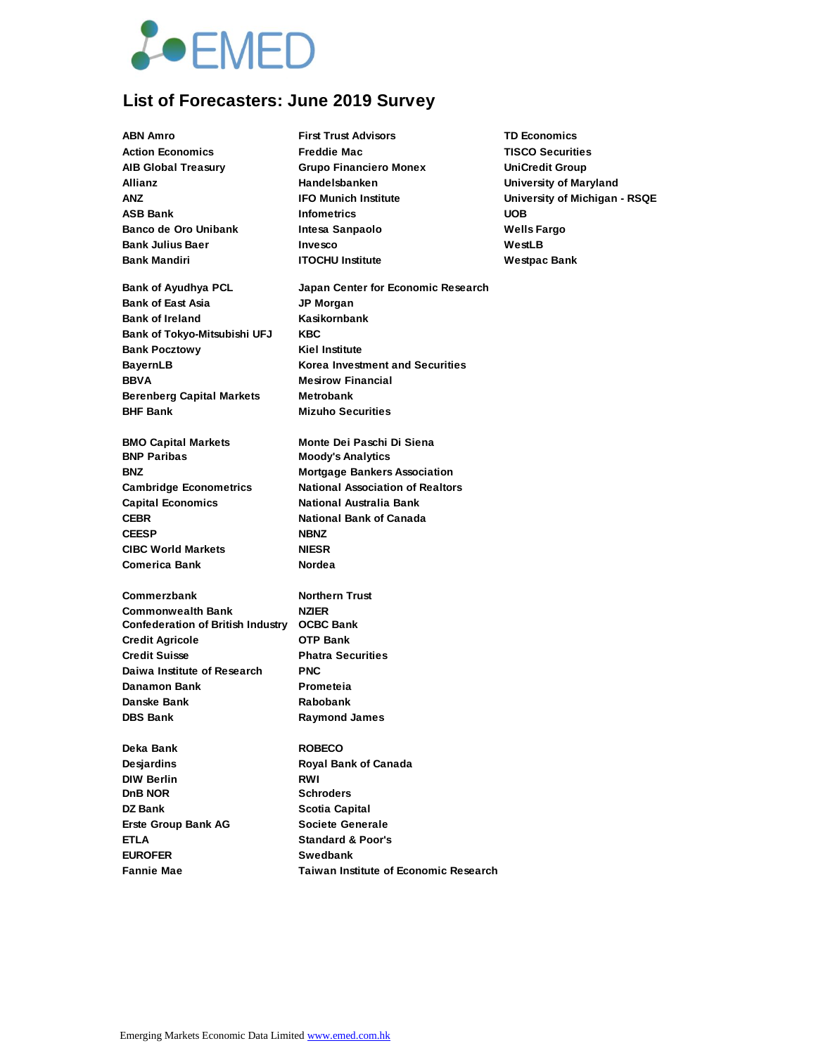# List of Forecasters: June 2019 Survey

ABN Amro
Action Economics
AIB Global Treasury
Allianz
ANZ
ASB Bank
Banco de Oro Unibank
Bank Julius Baer
Bank Mandiri

Bank of Ayudhya PCL
Bank of East Asia
Bank of Ireland
Bank of Tokyo-Mitsubishi UFJ
Bank Pocztowy
BayernLB
BBVA
Berenberg Capital Markets
BHF Bank

BMO Capital Markets
BNP Paribas
BNZ
Cambridge Econometrics
Capital Economics
CEBR
CEESP
CIBC World Markets
Comerica Bank

Commerzbank
Commonwealth Bank
Confederation of British Industry
Credit Agricole
Credit Suisse
Daiwa Institute of Research
Danamon Bank
Danske Bank
DBS Bank

Deka Bank
Desjardins
DIW Berlin
DnB NOR
DZ Bank
Erste Group Bank AG
ETLA
EUROFER
Fannie Mae

First Trust Advisors
Freddie Mac
Grupo Financiero Monex
Handelsbanken
IFO Munich Institute
Infometrics
Intesa Sanpaolo
Invesco
ITOCHU Institute

Japan Center for Economic Research
JP Morgan
Kasikornbank
KBC
Kiel Institute
Korea Investment and Securities
Mesirow Financial
Metrobank
Mizuho Securities

Monte Dei Paschi Di Siena
Moody's Analytics
Mortgage Bankers Association
National Association of Realtors
National Australia Bank
National Bank of Canada
NBNZ
NIESR
Nordea

Northern Trust
NZIER
OCBC Bank
OTP Bank
Phatra Securities
PNC
Prometeia
Rabobank
Raymond James

ROBECO
Royal Bank of Canada
RWI
Schroders
Scotia Capital
Societe Generale
Standard & Poor's
Swedbank
Taiwan Institute of Economic Research

TD Economics
TISCO Securities
UniCredit Group
University of Maryland
University of Michigan - RSQE
UOB
Wells Fargo
WestLB
Westpac Bank

Emerging Markets Economic Data Limited www.emed.com.hk